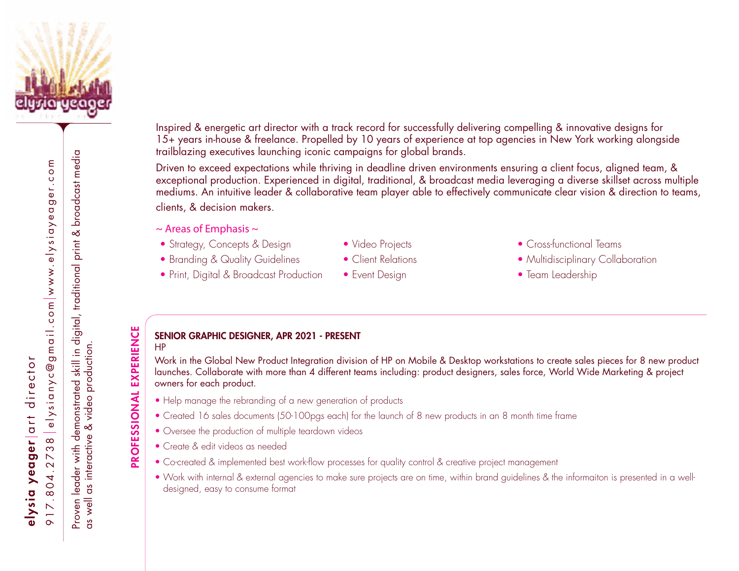**elysia yeager** | art director

917.804.2738 | elysianyc@gmail.com | www.elysiayeager.com

Proven leader with demonstrated skill in digital, traditional print & broadcast media as well as interactive & video production.

Inspired & energetic art director with a track record for successfully delivering compelling & innovative designs for 15+ years in-house & freelance. Propelled by 10 years of experience at top agencies in New York working alongside trailblazing executives launching iconic campaigns for global brands.

Driven to exceed expectations while thriving in deadline driven environments ensuring a client focus, aligned team, & exceptional production. Experienced in digital, traditional, & broadcast media leveraging a diverse skillset across multiple mediums. An intuitive leader & collaborative team player able to effectively communicate clear vision & direction to teams, clients, & decision makers.

~ Areas of Emphasis ~

- Strategy, Concepts & Design
- Branding & Quality Guidelines
- Print, Digital & Broadcast Production
- Video Projects
- Client Relations
- Event Design
- Cross-functional Teams
- Multidisciplinary Collaboration
- Team Leadership

## PROFESSIONAL EXPERIENCE

**SENIOR GRAPHIC DESIGNER, APR 2021 - PRESENT**
HP

Work in the Global New Product Integration division of HP on Mobile & Desktop workstations to create sales pieces for 8 new product launches. Collaborate with more than 4 different teams including: product designers, sales force, World Wide Marketing & project owners for each product.

- Help manage the rebranding of a new generation of products
- Created 16 sales documents (50-100pgs each) for the launch of 8 new products in an 8 month time frame
- Oversee the production of multiple teardown videos
- Create & edit videos as needed
- Co-created & implemented best work-flow processes for quality control & creative project management
- Work with internal & external agencies to make sure projects are on time, within brand guidelines & the informaiton is presented in a well-designed, easy to consume format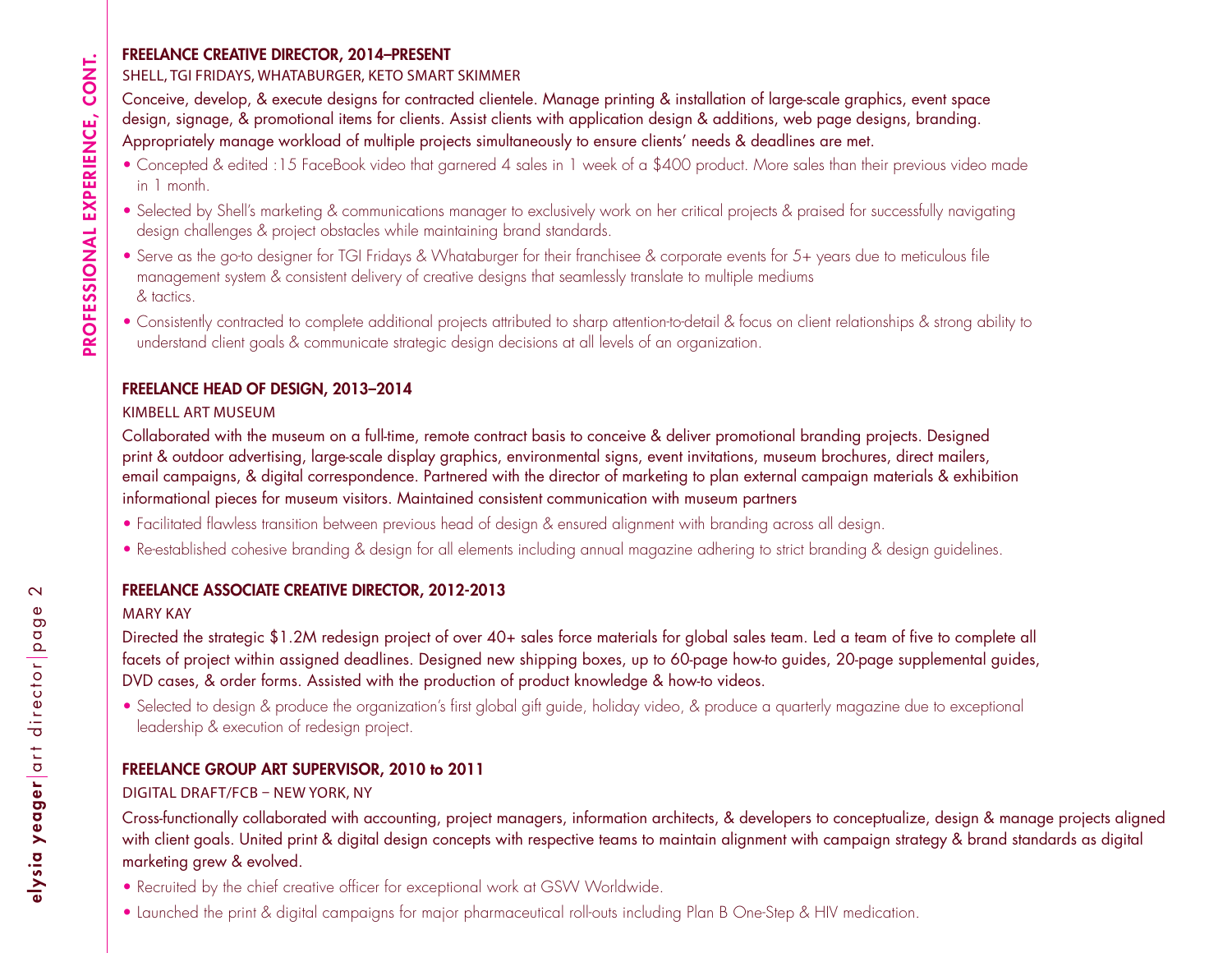## PROFESSIONAL EXPERIENCE, CONT.

### FREELANCE CREATIVE DIRECTOR, 2014–PRESENT

SHELL, TGI FRIDAYS, WHATABURGER, KETO SMART SKIMMER

Conceive, develop, & execute designs for contracted clientele. Manage printing & installation of large-scale graphics, event space design, signage, & promotional items for clients. Assist clients with application design & additions, web page designs, branding. Appropriately manage workload of multiple projects simultaneously to ensure clients' needs & deadlines are met.

- Concepted & edited :15 FaceBook video that garnered 4 sales in 1 week of a $400 product. More sales than their previous video made in 1 month.
- Selected by Shell's marketing & communications manager to exclusively work on her critical projects & praised for successfully navigating design challenges & project obstacles while maintaining brand standards.
- Serve as the go-to designer for TGI Fridays & Whataburger for their franchisee & corporate events for 5+ years due to meticulous file management system & consistent delivery of creative designs that seamlessly translate to multiple mediums & tactics.
- Consistently contracted to complete additional projects attributed to sharp attention-to-detail & focus on client relationships & strong ability to understand client goals & communicate strategic design decisions at all levels of an organization.

### FREELANCE HEAD OF DESIGN, 2013–2014

KIMBELL ART MUSEUM

Collaborated with the museum on a full-time, remote contract basis to conceive & deliver promotional branding projects. Designed print & outdoor advertising, large-scale display graphics, environmental signs, event invitations, museum brochures, direct mailers, email campaigns, & digital correspondence. Partnered with the director of marketing to plan external campaign materials & exhibition informational pieces for museum visitors. Maintained consistent communication with museum partners

- Facilitated flawless transition between previous head of design & ensured alignment with branding across all design.
- Re-established cohesive branding & design for all elements including annual magazine adhering to strict branding & design guidelines.

### FREELANCE ASSOCIATE CREATIVE DIRECTOR, 2012-2013

MARY KAY

Directed the strategic $1.2M redesign project of over 40+ sales force materials for global sales team. Led a team of five to complete all facets of project within assigned deadlines. Designed new shipping boxes, up to 60-page how-to guides, 20-page supplemental guides, DVD cases, & order forms. Assisted with the production of product knowledge & how-to videos.

- Selected to design & produce the organization's first global gift guide, holiday video, & produce a quarterly magazine due to exceptional leadership & execution of redesign project.

### FREELANCE GROUP ART SUPERVISOR, 2010 to 2011

DIGITAL DRAFT/FCB – NEW YORK, NY

Cross-functionally collaborated with accounting, project managers, information architects, & developers to conceptualize, design & manage projects aligned with client goals. United print & digital design concepts with respective teams to maintain alignment with campaign strategy & brand standards as digital marketing grew & evolved.

- Recruited by the chief creative officer for exceptional work at GSW Worldwide.
- Launched the print & digital campaigns for major pharmaceutical roll-outs including Plan B One-Step & HIV medication.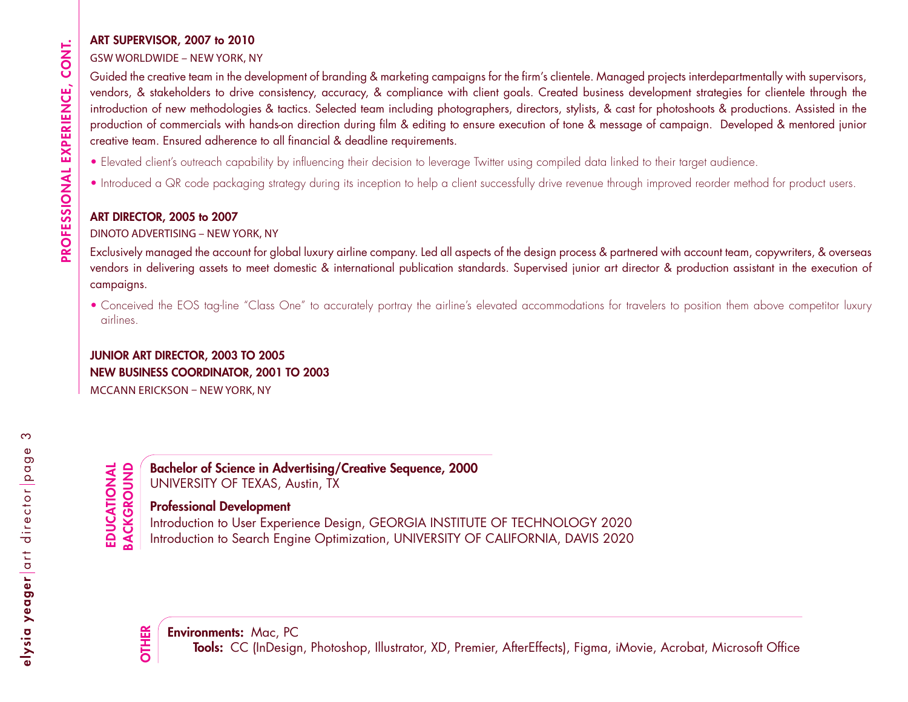## PROFESSIONAL EXPERIENCE, CONT.

### ART SUPERVISOR, 2007 to 2010

GSW WORLDWIDE – NEW YORK, NY

Guided the creative team in the development of branding & marketing campaigns for the firm's clientele. Managed projects interdepartmentally with supervisors, vendors, & stakeholders to drive consistency, accuracy, & compliance with client goals. Created business development strategies for clientele through the introduction of new methodologies & tactics. Selected team including photographers, directors, stylists, & cast for photoshoots & productions. Assisted in the production of commercials with hands-on direction during film & editing to ensure execution of tone & message of campaign. Developed & mentored junior creative team. Ensured adherence to all financial & deadline requirements.

- Elevated client's outreach capability by influencing their decision to leverage Twitter using compiled data linked to their target audience.
- Introduced a QR code packaging strategy during its inception to help a client successfully drive revenue through improved reorder method for product users.

### ART DIRECTOR, 2005 to 2007

DINOTO ADVERTISING – NEW YORK, NY

Exclusively managed the account for global luxury airline company. Led all aspects of the design process & partnered with account team, copywriters, & overseas vendors in delivering assets to meet domestic & international publication standards. Supervised junior art director & production assistant in the execution of campaigns.

- Conceived the EOS tag-line "Class One" to accurately portray the airline's elevated accommodations for travelers to position them above competitor luxury airlines.

### JUNIOR ART DIRECTOR, 2003 TO 2005
### NEW BUSINESS COORDINATOR, 2001 TO 2003

MCCANN ERICKSON – NEW YORK, NY

## EDUCATIONAL BACKGROUND

**Bachelor of Science in Advertising/Creative Sequence, 2000**
UNIVERSITY OF TEXAS, Austin, TX

**Professional Development**
Introduction to User Experience Design, GEORGIA INSTITUTE OF TECHNOLOGY 2020
Introduction to Search Engine Optimization, UNIVERSITY OF CALIFORNIA, DAVIS 2020

## OTHER

**Environments:** Mac, PC
**Tools:** CC (InDesign, Photoshop, Illustrator, XD, Premier, AfterEffects), Figma, iMovie, Acrobat, Microsoft Office